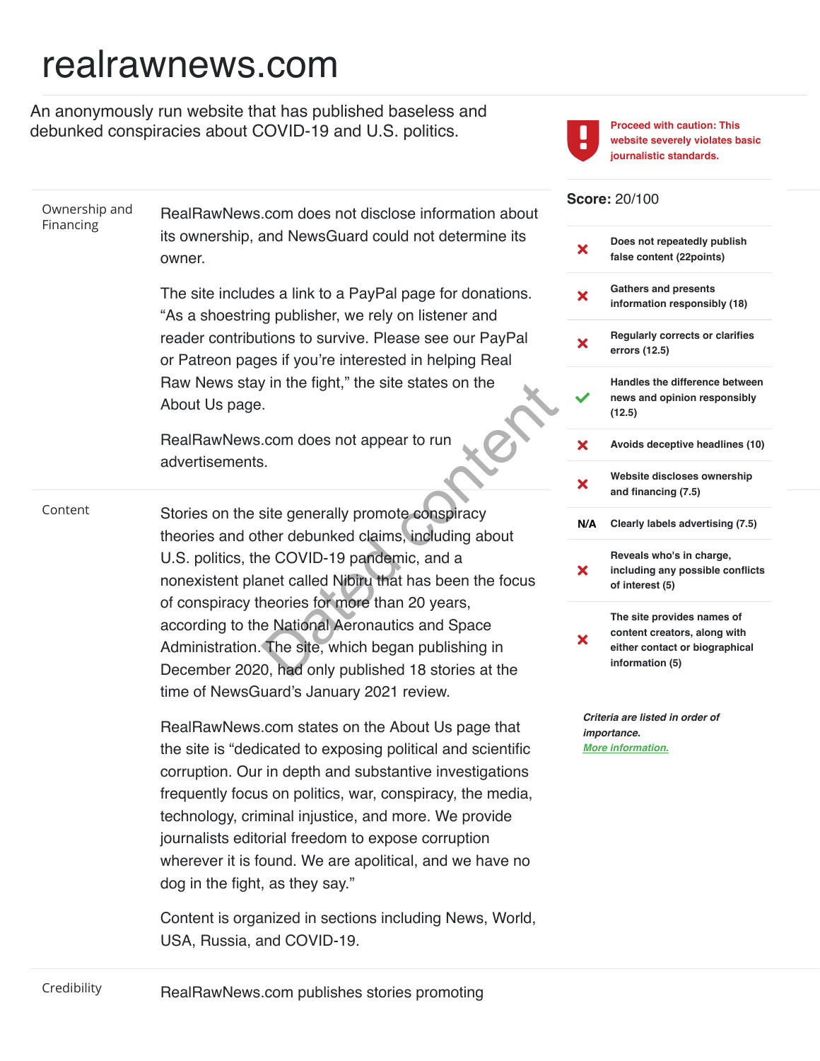# realrawnews.com

An anonymously run website that has published baseless and debunked conspiracies about COVID-19 and U.S. politics.

**Proceed with caution: This website severely violates basic journalistic standards.**

**Score:** 20/100

| | Criteria |
|---|---|
| ✗ | **Does not repeatedly publish false content (22points)** |
| ✗ | **Gathers and presents information responsibly (18)** |
| ✗ | **Regularly corrects or clarifies errors (12.5)** |
| ✓ | **Handles the difference between news and opinion responsibly (12.5)** |
| ✗ | **Avoids deceptive headlines (10)** |
| ✗ | **Website discloses ownership and financing (7.5)** |
| N/A | **Clearly labels advertising (7.5)** |
| ✗ | **Reveals who's in charge, including any possible conflicts of interest (5)** |
| ✗ | **The site provides names of content creators, along with either contact or biographical information (5)** |

***Criteria are listed in order of importance.***
***More information.***

## Ownership and Financing

RealRawNews.com does not disclose information about its ownership, and NewsGuard could not determine its owner.

The site includes a link to a PayPal page for donations. "As a shoestring publisher, we rely on listener and reader contributions to survive. Please see our PayPal or Patreon pages if you're interested in helping Real Raw News stay in the fight," the site states on the About Us page.

RealRawNews.com does not appear to run advertisements.

## Content

Stories on the site generally promote conspiracy theories and other debunked claims, including about U.S. politics, the COVID-19 pandemic, and a nonexistent planet called Nibiru that has been the focus of conspiracy theories for more than 20 years, according to the National Aeronautics and Space Administration. The site, which began publishing in December 2020, had only published 18 stories at the time of NewsGuard's January 2021 review.

RealRawNews.com states on the About Us page that the site is "dedicated to exposing political and scientific corruption. Our in depth and substantive investigations frequently focus on politics, war, conspiracy, the media, technology, criminal injustice, and more. We provide journalists editorial freedom to expose corruption wherever it is found. We are apolitical, and we have no dog in the fight, as they say."

Content is organized in sections including News, World, USA, Russia, and COVID-19.

## Credibility

RealRawNews.com publishes stories promoting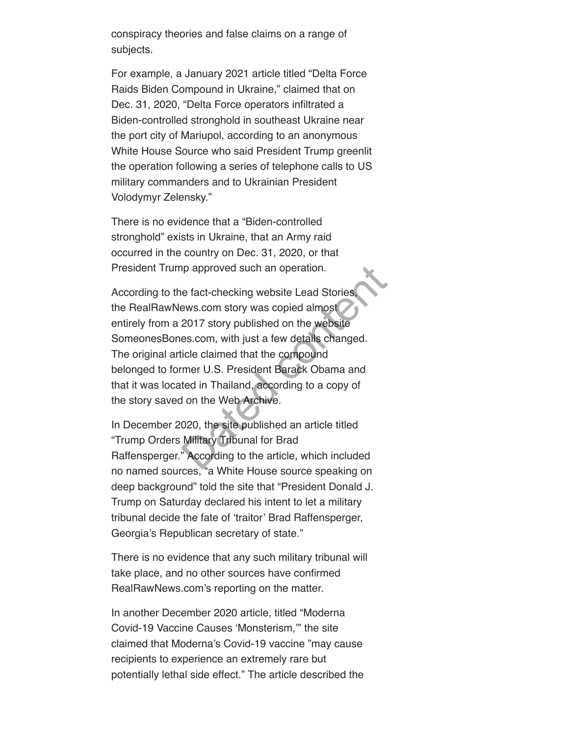conspiracy theories and false claims on a range of subjects.

For example, a January 2021 article titled “Delta Force Raids Biden Compound in Ukraine,” claimed that on Dec. 31, 2020, “Delta Force operators infiltrated a Biden-controlled stronghold in southeast Ukraine near the port city of Mariupol, according to an anonymous White House Source who said President Trump greenlit the operation following a series of telephone calls to US military commanders and to Ukrainian President Volodymyr Zelensky.”

There is no evidence that a “Biden-controlled stronghold” exists in Ukraine, that an Army raid occurred in the country on Dec. 31, 2020, or that President Trump approved such an operation.

According to the fact-checking website Lead Stories, the RealRawNews.com story was copied almost entirely from a 2017 story published on the website SomeonesBones.com, with just a few details changed. The original article claimed that the compound belonged to former U.S. President Barack Obama and that it was located in Thailand, according to a copy of the story saved on the Web Archive.

In December 2020, the site published an article titled “Trump Orders Military Tribunal for Brad Raffensperger.” According to the article, which included no named sources, “a White House source speaking on deep background” told the site that “President Donald J. Trump on Saturday declared his intent to let a military tribunal decide the fate of ‘traitor’ Brad Raffensperger, Georgia’s Republican secretary of state.”

There is no evidence that any such military tribunal will take place, and no other sources have confirmed RealRawNews.com’s reporting on the matter.

In another December 2020 article, titled “Moderna Covid-19 Vaccine Causes ‘Monsterism,’” the site claimed that Moderna’s Covid-19 vaccine ”may cause recipients to experience an extremely rare but potentially lethal side effect.” The article described the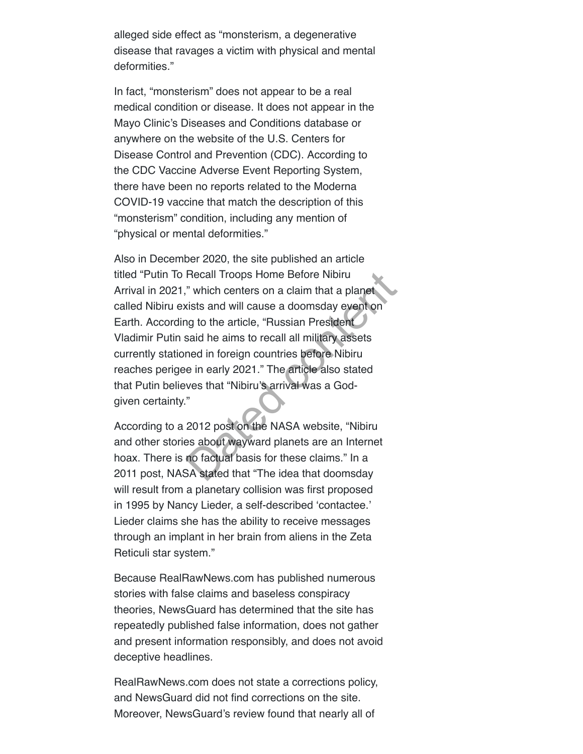alleged side effect as "monsterism, a degenerative disease that ravages a victim with physical and mental deformities."

In fact, "monsterism" does not appear to be a real medical condition or disease. It does not appear in the Mayo Clinic's Diseases and Conditions database or anywhere on the website of the U.S. Centers for Disease Control and Prevention (CDC). According to the CDC Vaccine Adverse Event Reporting System, there have been no reports related to the Moderna COVID-19 vaccine that match the description of this "monsterism" condition, including any mention of "physical or mental deformities."

Also in December 2020, the site published an article titled "Putin To Recall Troops Home Before Nibiru Arrival in 2021," which centers on a claim that a planet called Nibiru exists and will cause a doomsday event on Earth. According to the article, "Russian President Vladimir Putin said he aims to recall all military assets currently stationed in foreign countries before Nibiru reaches perigee in early 2021." The article also stated that Putin believes that "Nibiru's arrival was a God-given certainty."

According to a 2012 post on the NASA website, "Nibiru and other stories about wayward planets are an Internet hoax. There is no factual basis for these claims." In a 2011 post, NASA stated that "The idea that doomsday will result from a planetary collision was first proposed in 1995 by Nancy Lieder, a self-described 'contactee.' Lieder claims she has the ability to receive messages through an implant in her brain from aliens in the Zeta Reticuli star system."

Because RealRawNews.com has published numerous stories with false claims and baseless conspiracy theories, NewsGuard has determined that the site has repeatedly published false information, does not gather and present information responsibly, and does not avoid deceptive headlines.

RealRawNews.com does not state a corrections policy, and NewsGuard did not find corrections on the site. Moreover, NewsGuard's review found that nearly all of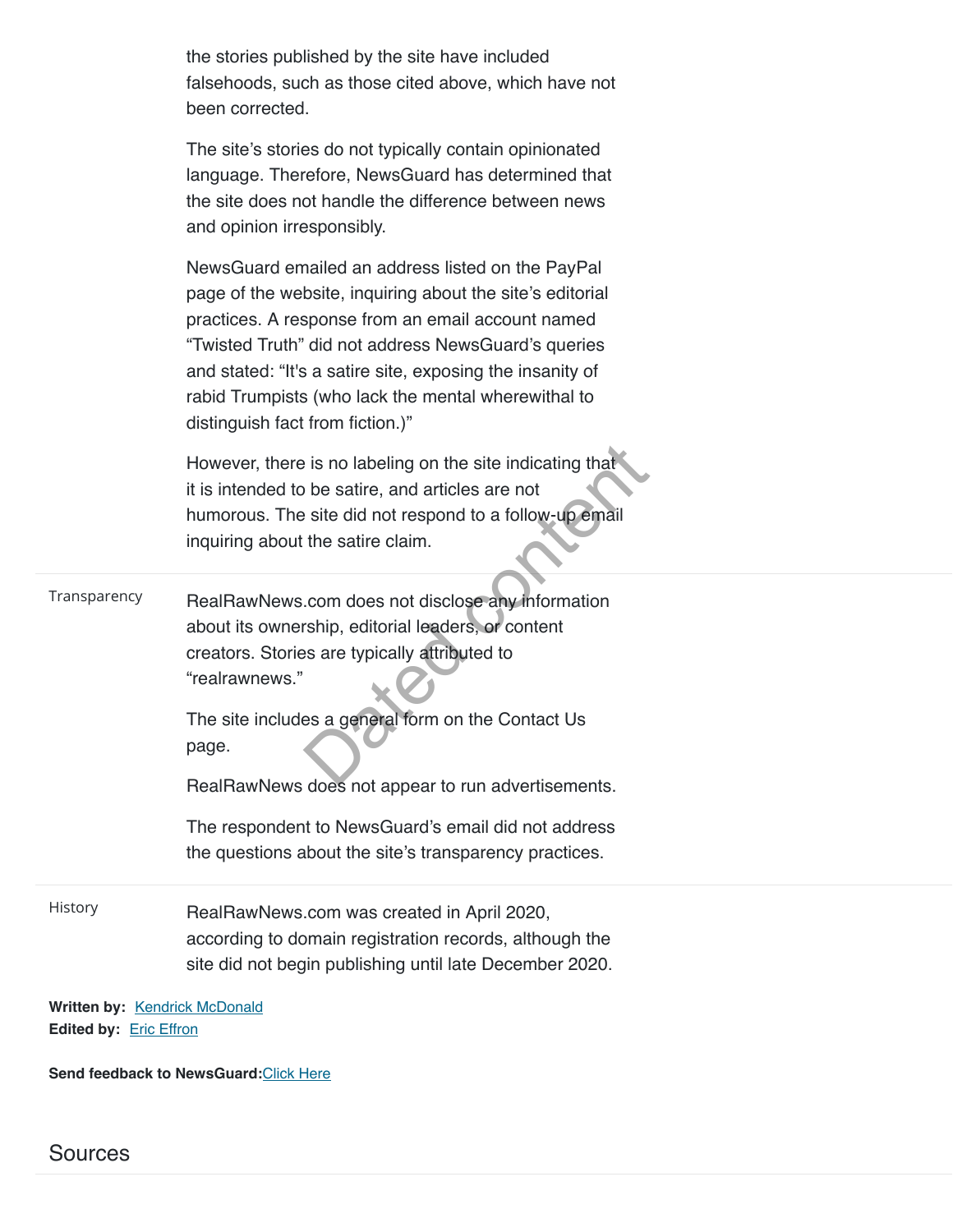the stories published by the site have included falsehoods, such as those cited above, which have not been corrected.

The site's stories do not typically contain opinionated language. Therefore, NewsGuard has determined that the site does not handle the difference between news and opinion irresponsibly.

NewsGuard emailed an address listed on the PayPal page of the website, inquiring about the site's editorial practices. A response from an email account named "Twisted Truth" did not address NewsGuard's queries and stated: "It's a satire site, exposing the insanity of rabid Trumpists (who lack the mental wherewithal to distinguish fact from fiction.)"

However, there is no labeling on the site indicating that it is intended to be satire, and articles are not humorous. The site did not respond to a follow-up email inquiring about the satire claim.

| | |
|---|---|
| Transparency | RealRawNews.com does not disclose any information about its ownership, editorial leaders, or content creators. Stories are typically attributed to "realrawnews."<br><br>The site includes a general form on the Contact Us page.<br><br>RealRawNews does not appear to run advertisements.<br><br>The respondent to NewsGuard's email did not address the questions about the site's transparency practices. |
| History | RealRawNews.com was created in April 2020, according to domain registration records, although the site did not begin publishing until late December 2020. |

**Written by:** Kendrick McDonald
**Edited by:** Eric Effron

**Send feedback to NewsGuard:**Click Here

## Sources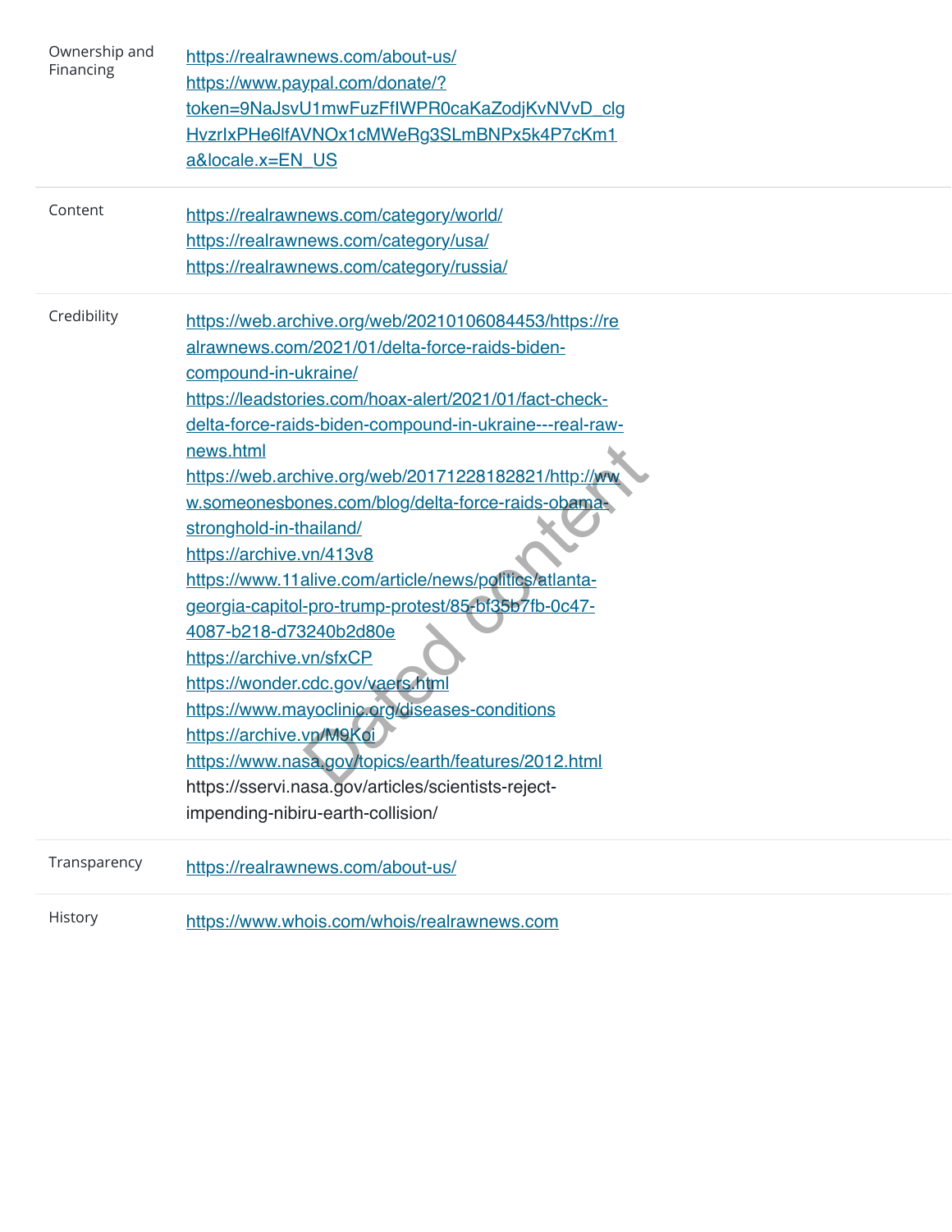| | |
|---|---|
| Ownership and Financing | https://realrawnews.com/about-us/ https://www.paypal.com/donate/?token=9NaJsvU1mwFuzFfIWPR0caKaZodjKvNVvD_clgHvzrIxPHe6lfAVNOx1cMWeRg3SLmBNPx5k4P7cKm1a&locale.x=EN_US |
| Content | https://realrawnews.com/category/world/ https://realrawnews.com/category/usa/ https://realrawnews.com/category/russia/ |
| Credibility | https://web.archive.org/web/20210106084453/https://realrawnews.com/2021/01/delta-force-raids-biden-compound-in-ukraine/ https://leadstories.com/hoax-alert/2021/01/fact-check-delta-force-raids-biden-compound-in-ukraine---real-raw-news.html https://web.archive.org/web/20171228182821/http://www.someonesbones.com/blog/delta-force-raids-obama-stronghold-in-thailand/ https://archive.vn/413v8 https://www.11alive.com/article/news/politics/atlanta-georgia-capitol-pro-trump-protest/85-bf35b7fb-0c47-4087-b218-d73240b2d80e https://archive.vn/sfxCP https://wonder.cdc.gov/vaers.html https://www.mayoclinic.org/diseases-conditions https://archive.vn/M9Koi https://www.nasa.gov/topics/earth/features/2012.html https://sservi.nasa.gov/articles/scientists-reject-impending-nibiru-earth-collision/ |
| Transparency | https://realrawnews.com/about-us/ |
| History | https://www.whois.com/whois/realrawnews.com |